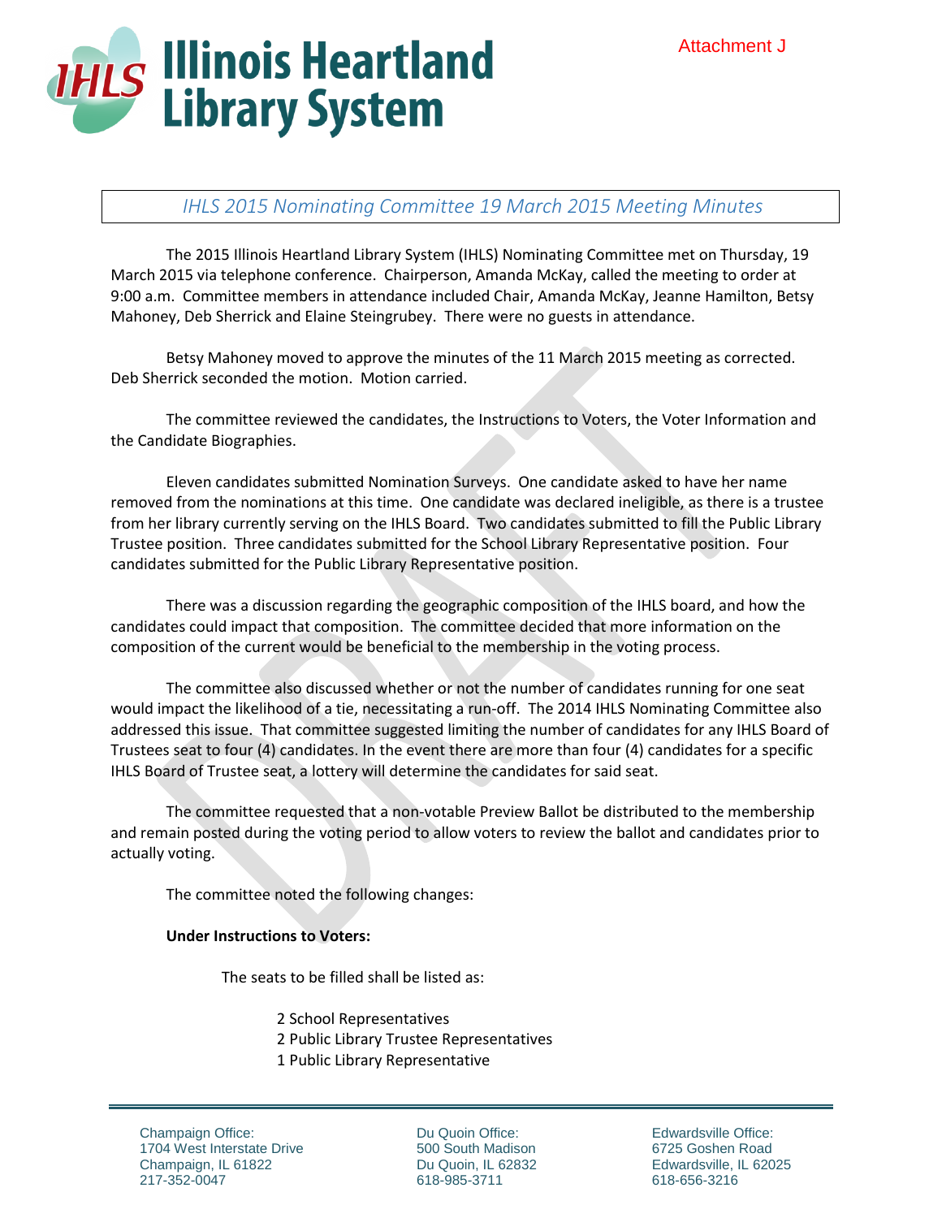Attachment J

# Illinois Heartland Library System

## *IHLS 2015 Nominating Committee 19 March 2015 Meeting Minutes*

The 2015 Illinois Heartland Library System (IHLS) Nominating Committee met on Thursday, 19 March 2015 via telephone conference. Chairperson, Amanda McKay, called the meeting to order at 9:00 a.m. Committee members in attendance included Chair, Amanda McKay, Jeanne Hamilton, Betsy Mahoney, Deb Sherrick and Elaine Steingrubey. There were no guests in attendance.

Betsy Mahoney moved to approve the minutes of the 11 March 2015 meeting as corrected. Deb Sherrick seconded the motion. Motion carried.

The committee reviewed the candidates, the Instructions to Voters, the Voter Information and the Candidate Biographies.

Eleven candidates submitted Nomination Surveys. One candidate asked to have her name removed from the nominations at this time. One candidate was declared ineligible, as there is a trustee from her library currently serving on the IHLS Board. Two candidates submitted to fill the Public Library Trustee position. Three candidates submitted for the School Library Representative position. Four candidates submitted for the Public Library Representative position.

There was a discussion regarding the geographic composition of the IHLS board, and how the candidates could impact that composition. The committee decided that more information on the composition of the current would be beneficial to the membership in the voting process.

The committee also discussed whether or not the number of candidates running for one seat would impact the likelihood of a tie, necessitating a run-off. The 2014 IHLS Nominating Committee also addressed this issue. That committee suggested limiting the number of candidates for any IHLS Board of Trustees seat to four (4) candidates. In the event there are more than four (4) candidates for a specific IHLS Board of Trustee seat, a lottery will determine the candidates for said seat.

The committee requested that a non-votable Preview Ballot be distributed to the membership and remain posted during the voting period to allow voters to review the ballot and candidates prior to actually voting.

The committee noted the following changes:

**Under Instructions to Voters:**

The seats to be filled shall be listed as:

2 School Representatives
2 Public Library Trustee Representatives
1 Public Library Representative

Champaign Office:
1704 West Interstate Drive
Champaign, IL 61822
217-352-0047

Du Quoin Office:
500 South Madison
Du Quoin, IL 62832
618-985-3711

Edwardsville Office:
6725 Goshen Road
Edwardsville, IL 62025
618-656-3216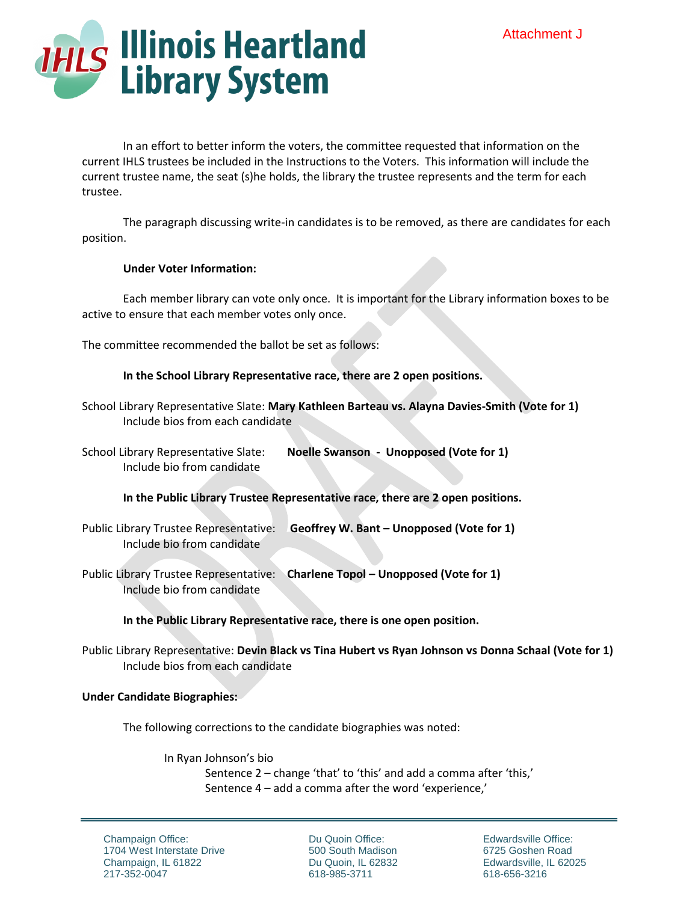Attachment J

In an effort to better inform the voters, the committee requested that information on the current IHLS trustees be included in the Instructions to the Voters. This information will include the current trustee name, the seat (s)he holds, the library the trustee represents and the term for each trustee.

The paragraph discussing write-in candidates is to be removed, as there are candidates for each position.

**Under Voter Information:**

Each member library can vote only once. It is important for the Library information boxes to be active to ensure that each member votes only once.

The committee recommended the ballot be set as follows:

**In the School Library Representative race, there are 2 open positions.**

School Library Representative Slate: **Mary Kathleen Barteau vs. Alayna Davies-Smith (Vote for 1)**
Include bios from each candidate

School Library Representative Slate: **Noelle Swanson - Unopposed (Vote for 1)**
Include bio from candidate

**In the Public Library Trustee Representative race, there are 2 open positions.**

Public Library Trustee Representative: **Geoffrey W. Bant – Unopposed (Vote for 1)**
Include bio from candidate

Public Library Trustee Representative: **Charlene Topol – Unopposed (Vote for 1)**
Include bio from candidate

**In the Public Library Representative race, there is one open position.**

Public Library Representative: **Devin Black vs Tina Hubert vs Ryan Johnson vs Donna Schaal (Vote for 1)**
Include bios from each candidate

**Under Candidate Biographies:**

The following corrections to the candidate biographies was noted:

In Ryan Johnson's bio
- Sentence 2 – change 'that' to 'this' and add a comma after 'this,'
- Sentence 4 – add a comma after the word 'experience,'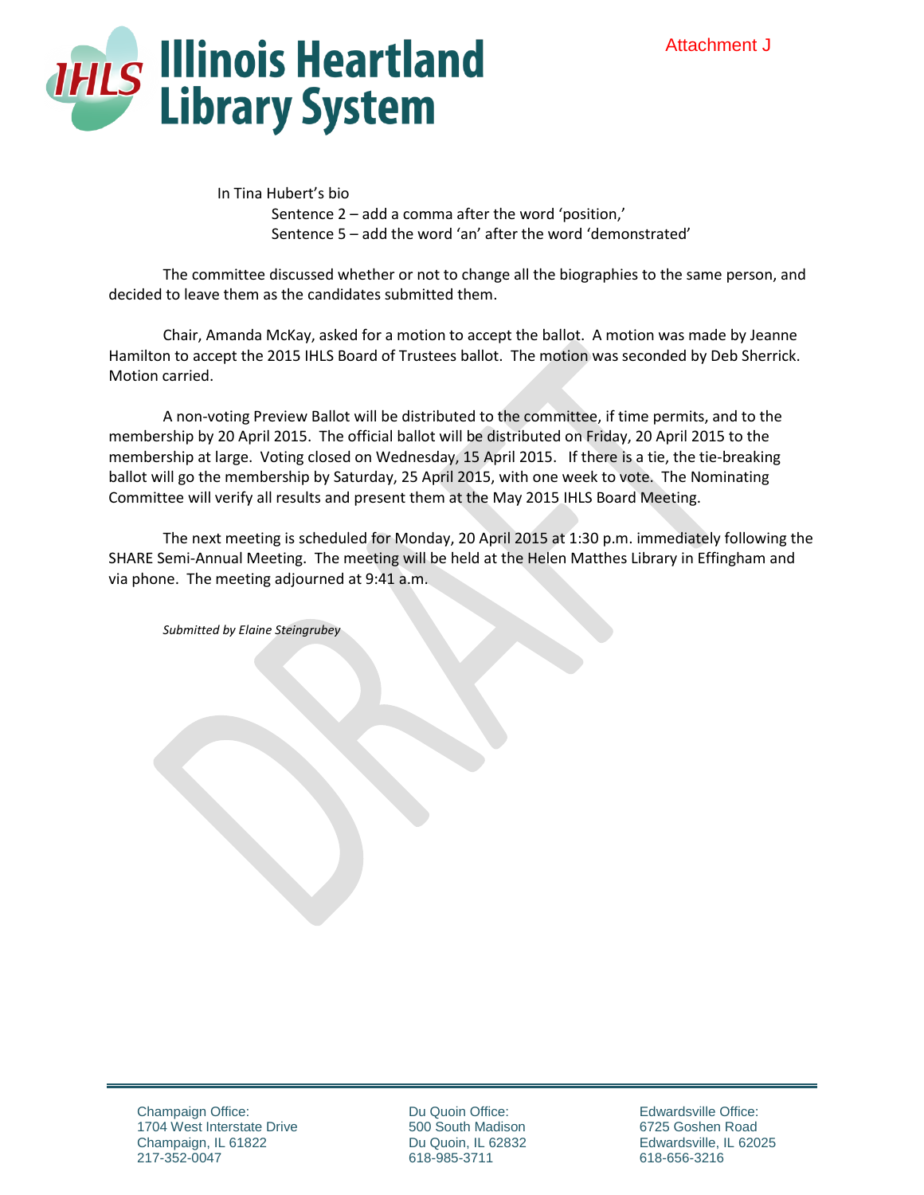In Tina Hubert's bio

Sentence 2 – add a comma after the word 'position,'
Sentence 5 – add the word 'an' after the word 'demonstrated'

The committee discussed whether or not to change all the biographies to the same person, and decided to leave them as the candidates submitted them.

Chair, Amanda McKay, asked for a motion to accept the ballot. A motion was made by Jeanne Hamilton to accept the 2015 IHLS Board of Trustees ballot. The motion was seconded by Deb Sherrick. Motion carried.

A non-voting Preview Ballot will be distributed to the committee, if time permits, and to the membership by 20 April 2015. The official ballot will be distributed on Friday, 20 April 2015 to the membership at large. Voting closed on Wednesday, 15 April 2015. If there is a tie, the tie-breaking ballot will go the membership by Saturday, 25 April 2015, with one week to vote. The Nominating Committee will verify all results and present them at the May 2015 IHLS Board Meeting.

The next meeting is scheduled for Monday, 20 April 2015 at 1:30 p.m. immediately following the SHARE Semi-Annual Meeting. The meeting will be held at the Helen Matthes Library in Effingham and via phone. The meeting adjourned at 9:41 a.m.

*Submitted by Elaine Steingrubey*